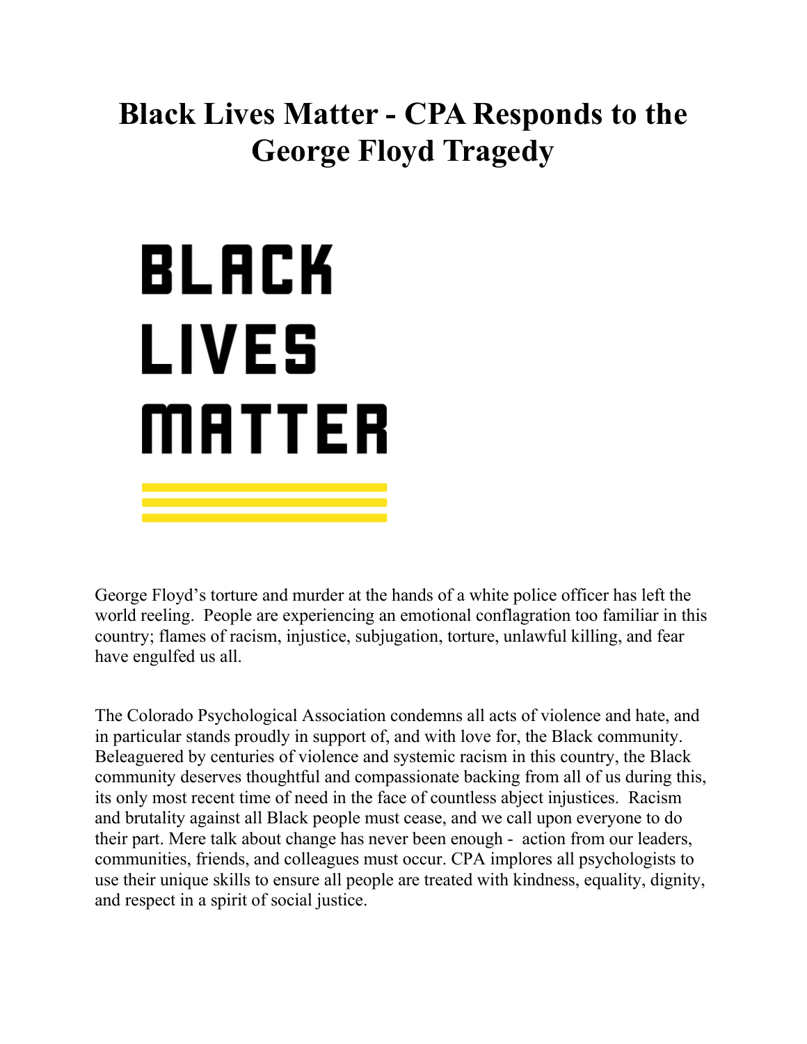# Black Lives Matter - CPA Responds to the George Floyd Tragedy

BLACK
LIVES
MATTER

George Floyd's torture and murder at the hands of a white police officer has left the world reeling. People are experiencing an emotional conflagration too familiar in this country; flames of racism, injustice, subjugation, torture, unlawful killing, and fear have engulfed us all.

The Colorado Psychological Association condemns all acts of violence and hate, and in particular stands proudly in support of, and with love for, the Black community. Beleaguered by centuries of violence and systemic racism in this country, the Black community deserves thoughtful and compassionate backing from all of us during this, its only most recent time of need in the face of countless abject injustices. Racism and brutality against all Black people must cease, and we call upon everyone to do their part. Mere talk about change has never been enough - action from our leaders, communities, friends, and colleagues must occur. CPA implores all psychologists to use their unique skills to ensure all people are treated with kindness, equality, dignity, and respect in a spirit of social justice.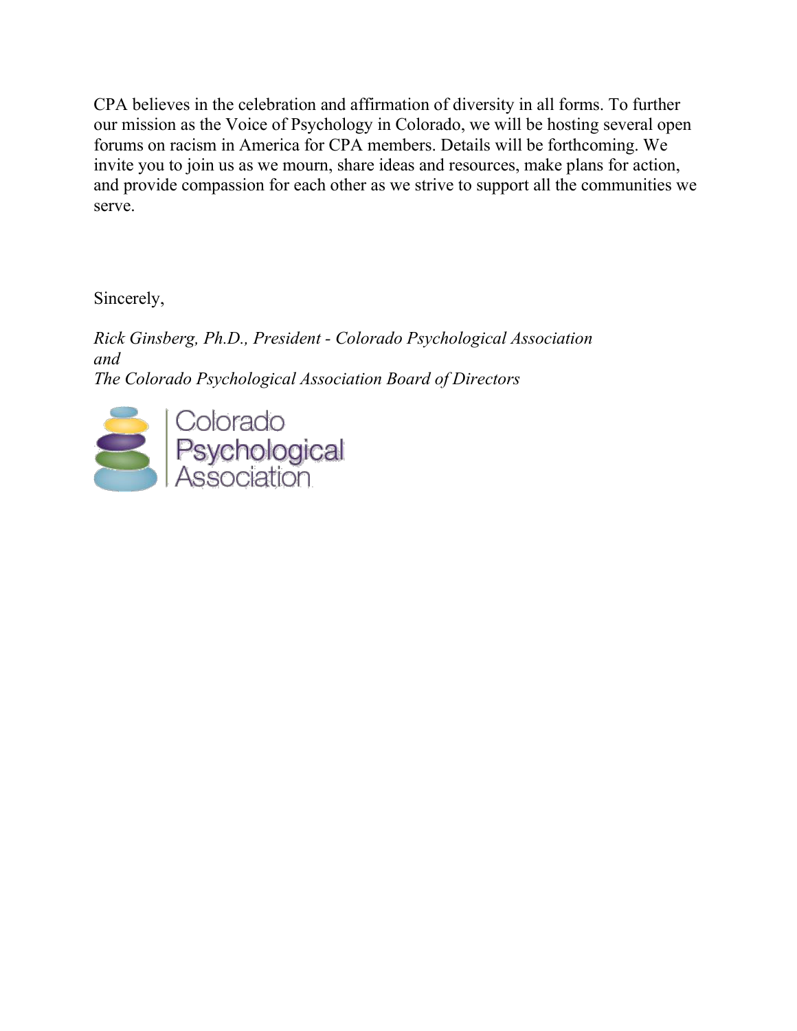CPA believes in the celebration and affirmation of diversity in all forms. To further our mission as the Voice of Psychology in Colorado, we will be hosting several open forums on racism in America for CPA members. Details will be forthcoming. We invite you to join us as we mourn, share ideas and resources, make plans for action, and provide compassion for each other as we strive to support all the communities we serve.

Sincerely,

*Rick Ginsberg, Ph.D., President - Colorado Psychological Association*
*and*
*The Colorado Psychological Association Board of Directors*

Colorado Psychological Association